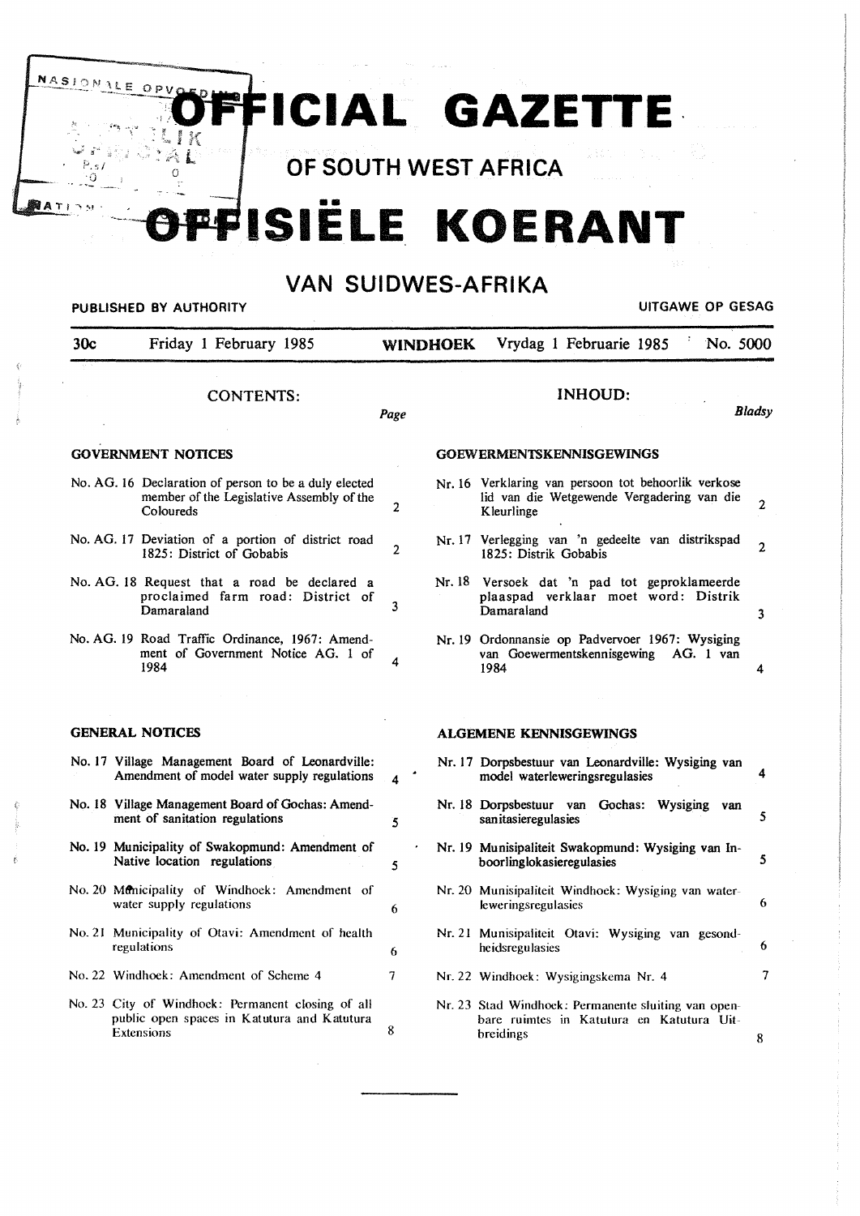# OFFICIAL GAZETTE

## OF SOUTH WEST AFRICA

# OFFISIËLE KOERANT

## VAN SUIDWES-AFRIKA

PUBLISHED BY AUTHORITY — UITGAWE OP GESAG

30c — Friday 1 February 1985 — WINDHOEK — Vrydag 1 Februarie 1985 — No. 5000

### CONTENTS:

| | | Page |
|---|---|---|
| **GOVERNMENT NOTICES** | | |
| No. AG. 16 | Declaration of person to be a duly elected member of the Legislative Assembly of the Coloureds | 2 |
| No. AG. 17 | Deviation of a portion of district road 1825: District of Gobabis | 2 |
| No. AG. 18 | Request that a road be declared a proclaimed farm road: District of Damaraland | 3 |
| No. AG. 19 | Road Traffic Ordinance, 1967: Amendment of Government Notice AG. 1 of 1984 | 4 |
| **GENERAL NOTICES** | | |
| No. 17 | Village Management Board of Leonardville: Amendment of model water supply regulations | 4 |
| No. 18 | Village Management Board of Gochas: Amendment of sanitation regulations | 5 |
| No. 19 | Municipality of Swakopmund: Amendment of Native location regulations | 5 |
| No. 20 | Municipality of Windhoek: Amendment of water supply regulations | 6 |
| No. 21 | Municipality of Otavi: Amendment of health regulations | 6 |
| No. 22 | Windhoek: Amendment of Scheme 4 | 7 |
| No. 23 | City of Windhoek: Permanent closing of all public open spaces in Katutura and Katutura Extensions | 8 |

### INHOUD:

| | | Bladsy |
|---|---|---|
| **GOEWERMENTSKENNISGEWINGS** | | |
| Nr. 16 | Verklaring van persoon tot behoorlik verkose lid van die Wetgewende Vergadering van die Kleurlinge | 2 |
| Nr. 17 | Verlegging van 'n gedeelte van distrikspad 1825: Distrik Gobabis | 2 |
| Nr. 18 | Versoek dat 'n pad tot geproklameerde plaaspad verklaar moet word: Distrik Damaraland | 3 |
| Nr. 19 | Ordonnansie op Padvervoer 1967: Wysiging van Goewermentskennisgewing AG. 1 van 1984 | 4 |
| **ALGEMENE KENNISGEWINGS** | | |
| Nr. 17 | Dorpsbestuur van Leonardville: Wysiging van model waterleweringsregulasies | 4 |
| Nr. 18 | Dorpsbestuur van Gochas: Wysiging van sanitasieregulasies | 5 |
| Nr. 19 | Munisipaliteit Swakopmund: Wysiging van Inboorlinglokasieregulasies | 5 |
| Nr. 20 | Munisipaliteit Windhoek: Wysiging van waterleweringsregulasies | 6 |
| Nr. 21 | Munisipaliteit Otavi: Wysiging van gesondheidsregulasies | 6 |
| Nr. 22 | Windhoek: Wysigingskema Nr. 4 | 7 |
| Nr. 23 | Stad Windhoek: Permanente sluiting van openbare ruimtes in Katutura en Katutura Uitbreidings | 8 |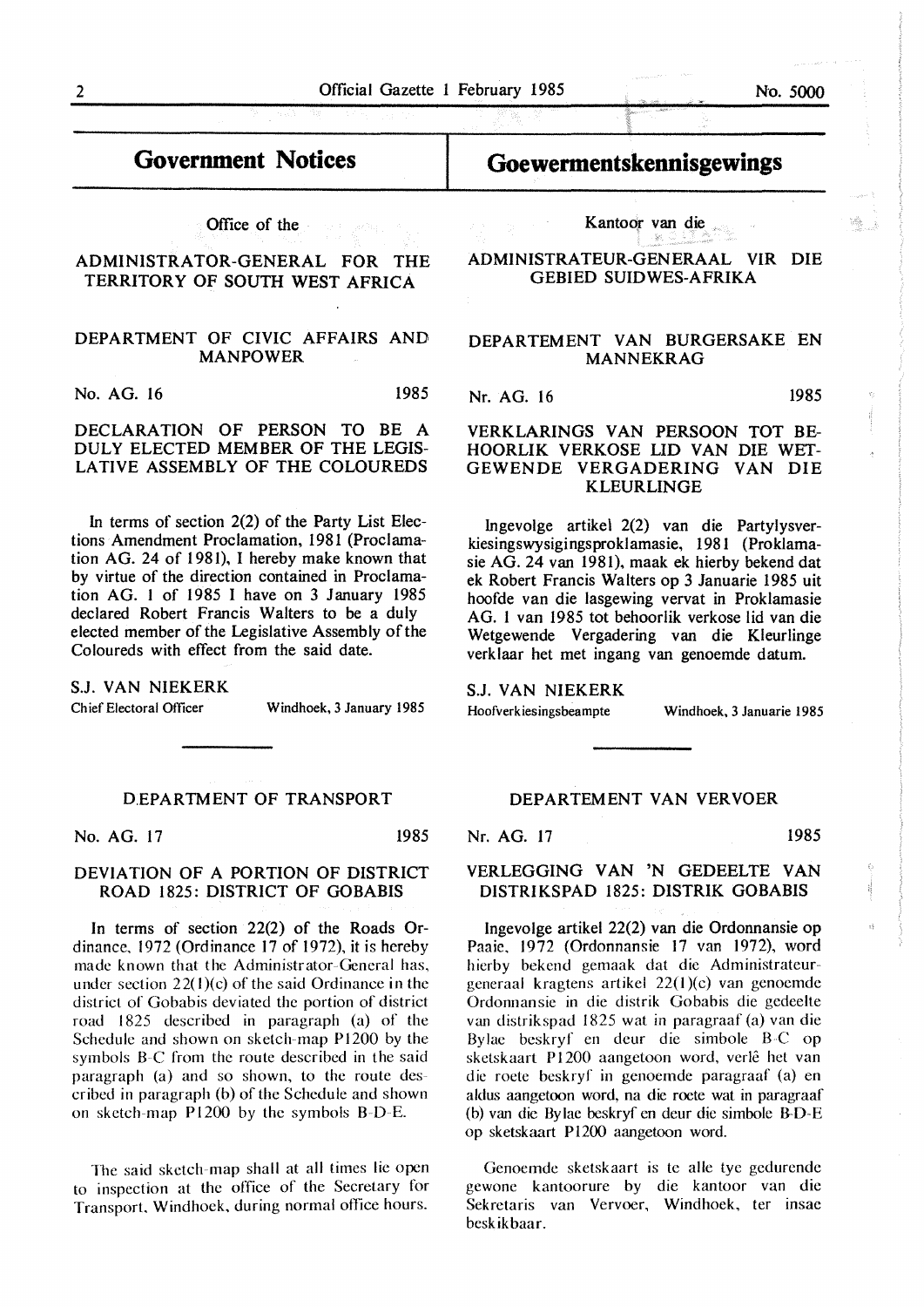# Government Notices

Office of the

## ADMINISTRATOR-GENERAL FOR THE TERRITORY OF SOUTH WEST AFRICA

### DEPARTMENT OF CIVIC AFFAIRS AND MANPOWER

No. AG. 16 1985

### DECLARATION OF PERSON TO BE A DULY ELECTED MEMBER OF THE LEGISLATIVE ASSEMBLY OF THE COLOUREDS

In terms of section 2(2) of the Party List Elections Amendment Proclamation, 1981 (Proclamation AG. 24 of 1981), I hereby make known that by virtue of the direction contained in Proclamation AG. 1 of 1985 I have on 3 January 1985 declared Robert Francis Walters to be a duly elected member of the Legislative Assembly of the Coloureds with effect from the said date.

S.J. VAN NIEKERK
Chief Electoral Officer — Windhoek, 3 January 1985

### DEPARTMENT OF TRANSPORT

No. AG. 17 1985

### DEVIATION OF A PORTION OF DISTRICT ROAD 1825: DISTRICT OF GOBABIS

In terms of section 22(2) of the Roads Ordinance, 1972 (Ordinance 17 of 1972), it is hereby made known that the Administrator-General has, under section 22(1)(c) of the said Ordinance in the district of Gobabis deviated the portion of district road 1825 described in paragraph (a) of the Schedule and shown on sketch-map P1200 by the symbols B-C from the route described in the said paragraph (a) and so shown, to the route described in paragraph (b) of the Schedule and shown on sketch-map P1200 by the symbols B-D-E.

The said sketch-map shall at all times lie open to inspection at the office of the Secretary for Transport, Windhoek, during normal office hours.

# Goewermentskennisgewings

Kantoor van die

## ADMINISTRATEUR-GENERAAL VIR DIE GEBIED SUIDWES-AFRIKA

### DEPARTEMENT VAN BURGERSAKE EN MANNEKRAG

Nr. AG. 16 1985

### VERKLARINGS VAN PERSOON TOT BEHOORLIK VERKOSE LID VAN DIE WETGEWENDE VERGADERING VAN DIE KLEURLINGE

Ingevolge artikel 2(2) van die Partylysverkiesingswysigingsproklamasie, 1981 (Proklamasie AG. 24 van 1981), maak ek hierby bekend dat ek Robert Francis Walters op 3 Januarie 1985 uit hoofde van die lasgewing vervat in Proklamasie AG. 1 van 1985 tot behoorlik verkose lid van die Wetgewende Vergadering van die Kleurlinge verklaar het met ingang van genoemde datum.

S.J. VAN NIEKERK
Hoofverkiesingsbeampte — Windhoek, 3 Januarie 1985

### DEPARTEMENT VAN VERVOER

Nr. AG. 17 1985

### VERLEGGING VAN 'N GEDEELTE VAN DISTRIKSPAD 1825: DISTRIK GOBABIS

Ingevolge artikel 22(2) van die Ordonnansie op Paaie, 1972 (Ordonnansie 17 van 1972), word hierby bekend gemaak dat die Administrateur-generaal kragtens artikel 22(1)(c) van genoemde Ordonnansie in die distrik Gobabis die gedeelte van distrikspad 1825 wat in paragraaf (a) van die Bylae beskryf en deur die simbole B-C op sketskaart P1200 aangetoon word, verlê het van die roete beskryf in genoemde paragraaf (a) en aldus aangetoon word, na die roete wat in paragraaf (b) van die Bylae beskryf en deur die simbole B-D-E op sketskaart P1200 aangetoon word.

Genoemde sketskaart is te alle tye gedurende gewone kantoorure by die kantoor van die Sekretaris van Vervoer, Windhoek, ter insae beskikbaar.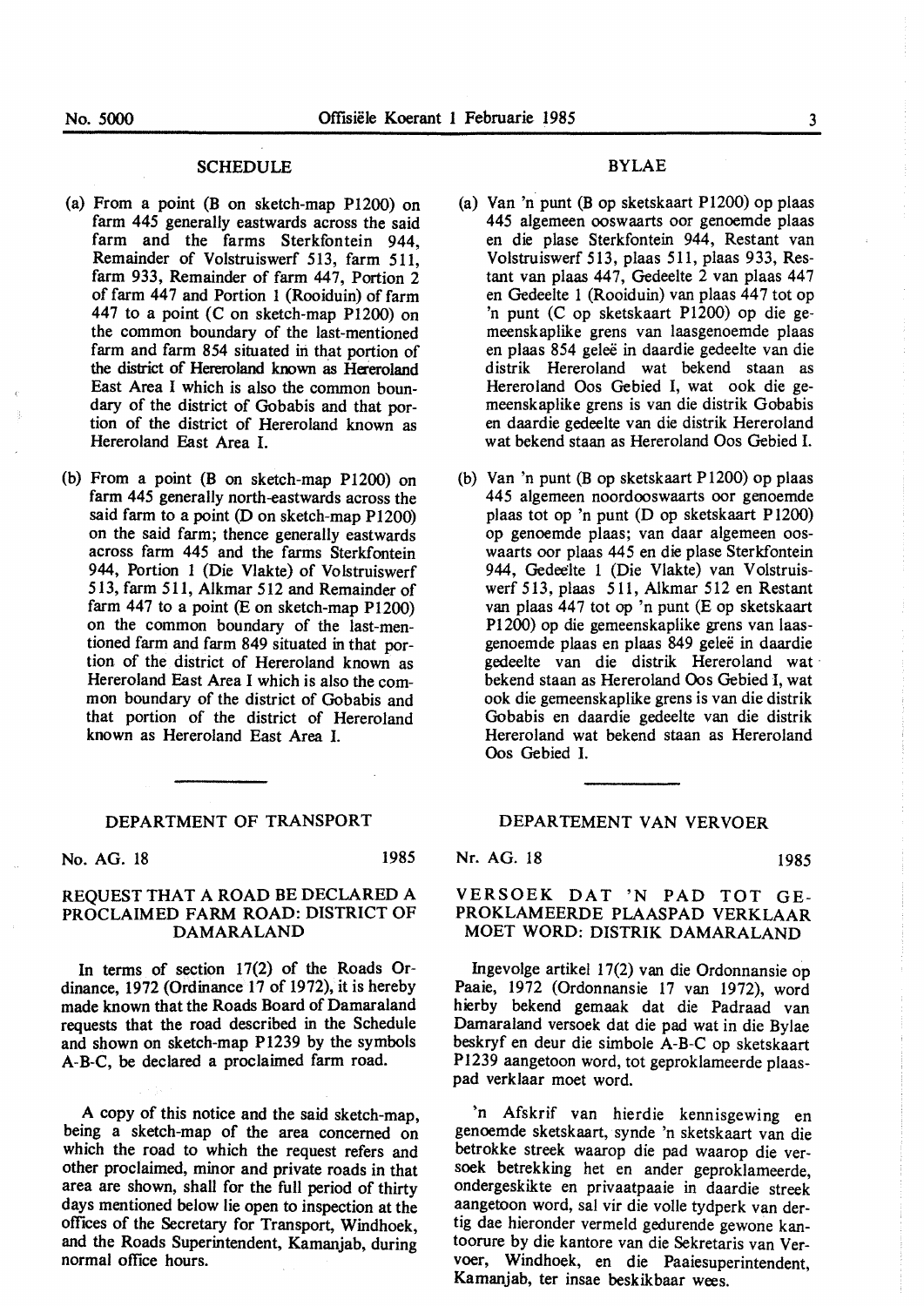## SCHEDULE

(a) From a point (B on sketch-map P1200) on farm 445 generally eastwards across the said farm and the farms Sterkfontein 944, Remainder of Volstruiswerf 513, farm 511, farm 933, Remainder of farm 447, Portion 2 of farm 447 and Portion 1 (Rooiduin) of farm 447 to a point (C on sketch-map P1200) on the common boundary of the last-mentioned farm and farm 854 situated in that portion of the district of Hereroland known as Hereroland East Area I which is also the common boundary of the district of Gobabis and that portion of the district of Hereroland known as Hereroland East Area I.

(b) From a point (B on sketch-map P1200) on farm 445 generally north-eastwards across the said farm to a point (D on sketch-map P1200) on the said farm; thence generally eastwards across farm 445 and the farms Sterkfontein 944, Portion 1 (Die Vlakte) of Volstruiswerf 513, farm 511, Alkmar 512 and Remainder of farm 447 to a point (E on sketch-map P1200) on the common boundary of the last-mentioned farm and farm 849 situated in that portion of the district of Hereroland known as Hereroland East Area I which is also the common boundary of the district of Gobabis and that portion of the district of Hereroland known as Hereroland East Area I.

## BYLAE

(a) Van 'n punt (B op sketskaart P1200) op plaas 445 algemeen ooswaarts oor genoemde plaas en die plase Sterkfontein 944, Restant van Volstruiswerf 513, plaas 511, plaas 933, Restant van plaas 447, Gedeelte 2 van plaas 447 en Gedeelte 1 (Rooiduin) van plaas 447 tot op 'n punt (C op sketskaart P1200) op die gemeenskaplike grens van laasgenoemde plaas en plaas 854 geleë in daardie gedeelte van die distrik Hereroland wat bekend staan as Hereroland Oos Gebied I, wat ook die gemeenskaplike grens is van die distrik Gobabis en daardie gedeelte van die distrik Hereroland wat bekend staan as Hereroland Oos Gebied I.

(b) Van 'n punt (B op sketskaart P1200) op plaas 445 algemeen noordooswaarts oor genoemde plaas tot op 'n punt (D op sketskaart P1200) op genoemde plaas; van daar algemeen ooswaarts oor plaas 445 en die plase Sterkfontein 944, Gedeelte 1 (Die Vlakte) van Volstruiswerf 513, plaas 511, Alkmar 512 en Restant van plaas 447 tot op 'n punt (E op sketskaart P1200) op die gemeenskaplike grens van laasgenoemde plaas en plaas 849 geleë in daardie gedeelte van die distrik Hereroland wat bekend staan as Hereroland Oos Gebied I, wat ook die gemeenskaplike grens is van die distrik Gobabis en daardie gedeelte van die distrik Hereroland wat bekend staan as Hereroland Oos Gebied I.

---

## DEPARTMENT OF TRANSPORT

No. AG. 18 1985

### REQUEST THAT A ROAD BE DECLARED A PROCLAIMED FARM ROAD: DISTRICT OF DAMARALAND

In terms of section 17(2) of the Roads Ordinance, 1972 (Ordinance 17 of 1972), it is hereby made known that the Roads Board of Damaraland requests that the road described in the Schedule and shown on sketch-map P1239 by the symbols A-B-C, be declared a proclaimed farm road.

A copy of this notice and the said sketch-map, being a sketch-map of the area concerned on which the road to which the request refers and other proclaimed, minor and private roads in that area are shown, shall for the full period of thirty days mentioned below lie open to inspection at the offices of the Secretary for Transport, Windhoek, and the Roads Superintendent, Kamanjab, during normal office hours.

## DEPARTEMENT VAN VERVOER

Nr. AG. 18 1985

### VERSOEK DAT 'N PAD TOT GEPROKLAMEERDE PLAASPAD VERKLAAR MOET WORD: DISTRIK DAMARALAND

Ingevolge artikel 17(2) van die Ordonnansie op Paaie, 1972 (Ordonnansie 17 van 1972), word hierby bekend gemaak dat die Padraad van Damaraland versoek dat die pad wat in die Bylae beskryf en deur die simbole A-B-C op sketskaart P1239 aangetoon word, tot geproklameerde plaaspad verklaar moet word.

'n Afskrif van hierdie kennisgewing en genoemde sketskaart, synde 'n sketskaart van die betrokke streek waarop die pad waarop die versoek betrekking het en ander geproklameerde, ondergeskikte en privaatpaaie in daardie streek aangetoon word, sal vir die volle tydperk van dertig dae hieronder vermeld gedurende gewone kantoorure by die kantore van die Sekretaris van Vervoer, Windhoek, en die Paaiesuperintendent, Kamanjab, ter insae beskikbaar wees.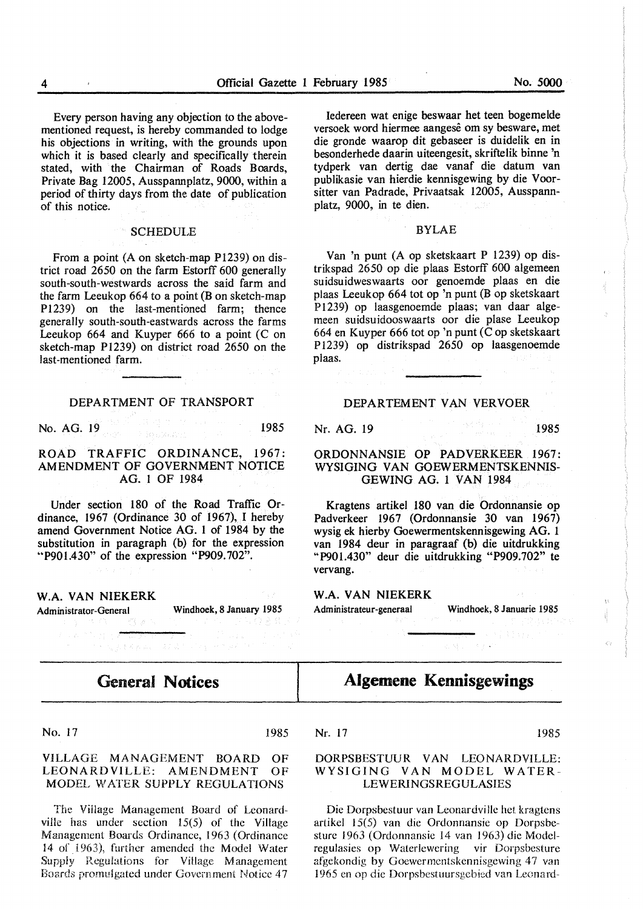Every person having any objection to the above-mentioned request, is hereby commanded to lodge his objections in writing, with the grounds upon which it is based clearly and specifically therein stated, with the Chairman of Roads Boards, Private Bag 12005, Ausspannplatz, 9000, within a period of thirty days from the date of publication of this notice.

SCHEDULE

From a point (A on sketch-map P1239) on district road 2650 on the farm Estorff 600 generally south-south-westwards across the said farm and the farm Leeukop 664 to a point (B on sketch-map P1239) on the last-mentioned farm; thence generally south-south-eastwards across the farms Leeukop 664 and Kuyper 666 to a point (C on sketch-map P1239) on district road 2650 on the last-mentioned farm.

Iedereen wat enige beswaar het teen bogemelde versoek word hiermee aangesê om sy besware, met die gronde waarop dit gebaseer is duidelik en in besonderhede daarin uiteengesit, skriftelik binne 'n tydperk van dertig dae vanaf die datum van publikasie van hierdie kennisgewing by die Voorsitter van Padrade, Privaatsak 12005, Ausspannplatz, 9000, in te dien.

BYLAE

Van 'n punt (A op sketskaart P 1239) op distrikspad 2650 op die plaas Estorff 600 algemeen suidsuidweswaarts oor genoemde plaas en die plaas Leeukop 664 tot op 'n punt (B op sketskaart P1239) op laasgenoemde plaas; van daar algemeen suidsuidooswaarts oor die plase Leeukop 664 en Kuyper 666 tot op 'n punt (C op sketskaart P1239) op distrikspad 2650 op laasgenoemde plaas.

---

DEPARTMENT OF TRANSPORT

No. AG. 19 1985

ROAD TRAFFIC ORDINANCE, 1967: AMENDMENT OF GOVERNMENT NOTICE AG. 1 OF 1984

Under section 180 of the Road Traffic Ordinance, 1967 (Ordinance 30 of 1967), I hereby amend Government Notice AG. 1 of 1984 by the substitution in paragraph (b) for the expression "P901.430" of the expression "P909.702".

**W.A. VAN NIEKERK**
Administrator-General Windhoek, 8 January 1985

DEPARTEMENT VAN VERVOER

Nr. AG. 19 1985

ORDONNANSIE OP PADVERKEER 1967: WYSIGING VAN GOEWERMENTSKENNISGEWING AG. 1 VAN 1984

Kragtens artikel 180 van die Ordonnansie op Padverkeer 1967 (Ordonnansie 30 van 1967) wysig ek hierby Goewermentskennisgewing AG. 1 van 1984 deur in paragraaf (b) die uitdrukking "P901.430" deur die uitdrukking "P909.702" te vervang.

**W.A. VAN NIEKERK**
Administrateur-generaal Windhoek, 8 Januarie 1985

---

# General Notices

No. 17 1985

VILLAGE MANAGEMENT BOARD OF LEONARDVILLE: AMENDMENT OF MODEL WATER SUPPLY REGULATIONS

The Village Management Board of Leonardville has under section 15(5) of the Village Management Boards Ordinance, 1963 (Ordinance 14 of 1963), further amended the Model Water Supply Regulations for Village Management Boards promulgated under Government Notice 47

# Algemene Kennisgewings

Nr. 17 1985

DORPSBESTUUR VAN LEONARDVILLE: WYSIGING VAN MODEL WATERLEWERINGSREGULASIES

Die Dorpsbestuur van Leonardville het kragtens artikel 15(5) van die Ordonnansie op Dorpsbesture 1963 (Ordonnansie 14 van 1963) die Modelregulasies op Waterlewering vir Dorpsbesture afgekondig by Goewermentskennisgewing 47 van 1965 en op die Dorpsbestuursgebied van Leonard-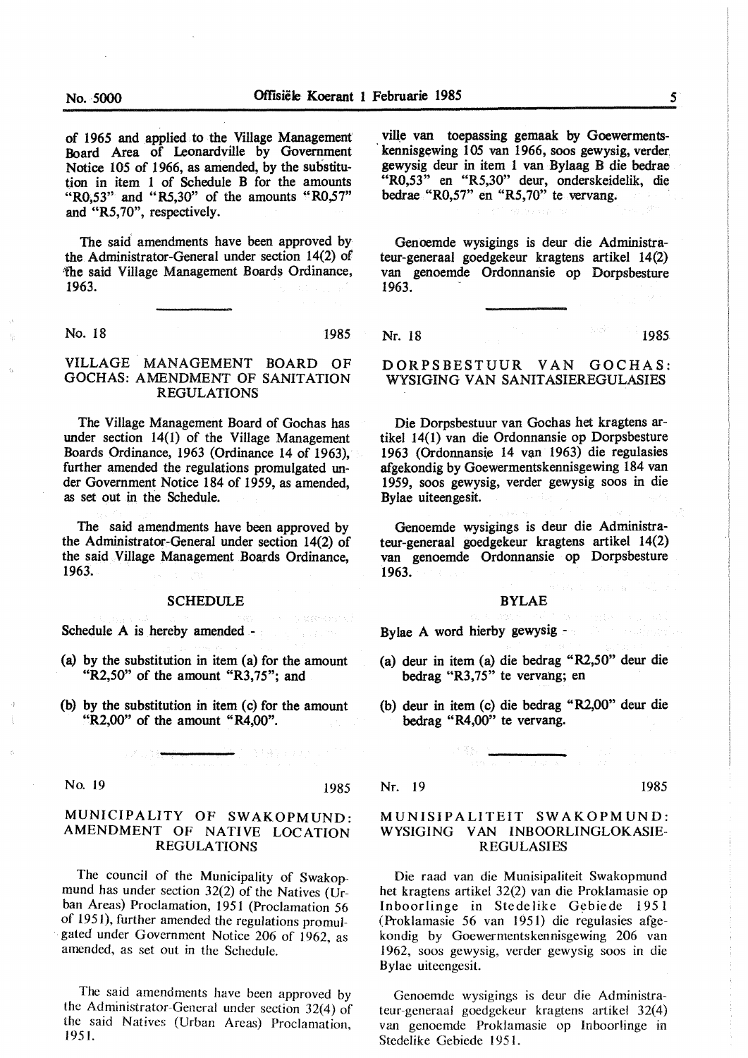of 1965 and applied to the Village Management Board Area of Leonardville by Government Notice 105 of 1966, as amended, by the substitution in item 1 of Schedule B for the amounts "R0,53" and "R5,30" of the amounts "R0,57" and "R5,70", respectively.

The said amendments have been approved by the Administrator-General under section 14(2) of the said Village Management Boards Ordinance, 1963.

ville van toepassing gemaak by Goewermentskennisgewing 105 van 1966, soos gewysig, verder gewysig deur in item 1 van Bylaag B die bedrae "R0,53" en "R5,30" deur, onderskeidelik, die bedrae "R0,57" en "R5,70" te vervang.

Genoemde wysigings is deur die Administrateur-generaal goedgekeur kragtens artikel 14(2) van genoemde Ordonnansie op Dorpsbesture 1963.

No. 18 1985

## VILLAGE MANAGEMENT BOARD OF GOCHAS: AMENDMENT OF SANITATION REGULATIONS

The Village Management Board of Gochas has under section 14(1) of the Village Management Boards Ordinance, 1963 (Ordinance 14 of 1963), further amended the regulations promulgated under Government Notice 184 of 1959, as amended, as set out in the Schedule.

The said amendments have been approved by the Administrator-General under section 14(2) of the said Village Management Boards Ordinance, 1963.

### SCHEDULE

Schedule A is hereby amended -

(a) by the substitution in item (a) for the amount "R2,50" of the amount "R3,75"; and

(b) by the substitution in item (c) for the amount "R2,00" of the amount "R4,00".

Nr. 18 1985

## DORPSBESTUUR VAN GOCHAS: WYSIGING VAN SANITASIEREGULASIES

Die Dorpsbestuur van Gochas het kragtens artikel 14(1) van die Ordonnansie op Dorpsbesture 1963 (Ordonnansie 14 van 1963) die regulasies afgekondig by Goewermentskennisgewing 184 van 1959, soos gewysig, verder gewysig soos in die Bylae uiteengesit.

Genoemde wysigings is deur die Administrateur-generaal goedgekeur kragtens artikel 14(2) van genoemde Ordonnansie op Dorpsbesture 1963.

### BYLAE

Bylae A word hierby gewysig -

(a) deur in item (a) die bedrag "R2,50" deur die bedrag "R3,75" te vervang; en

(b) deur in item (c) die bedrag "R2,00" deur die bedrag "R4,00" te vervang.

No. 19 1985

## MUNICIPALITY OF SWAKOPMUND: AMENDMENT OF NATIVE LOCATION REGULATIONS

The council of the Municipality of Swakopmund has under section 32(2) of the Natives (Urban Areas) Proclamation, 1951 (Proclamation 56 of 1951), further amended the regulations promulgated under Government Notice 206 of 1962, as amended, as set out in the Schedule.

The said amendments have been approved by the Administrator-General under section 32(4) of the said Natives (Urban Areas) Proclamation, 1951.

Nr. 19 1985

## MUNISIPALITEIT SWAKOPMUND: WYSIGING VAN INBOORLINGLOKASIEREGULASIES

Die raad van die Munisipaliteit Swakopmund het kragtens artikel 32(2) van die Proklamasie op Inboorlinge in Stedelike Gebiede 1951 (Proklamasie 56 van 1951) die regulasies afgekondig by Goewermentskennisgewing 206 van 1962, soos gewysig, verder gewysig soos in die Bylae uiteengesit.

Genoemde wysigings is deur die Administrateur-generaal goedgekeur kragtens artikel 32(4) van genoemde Proklamasie op Inboorlinge in Stedelike Gebiede 1951.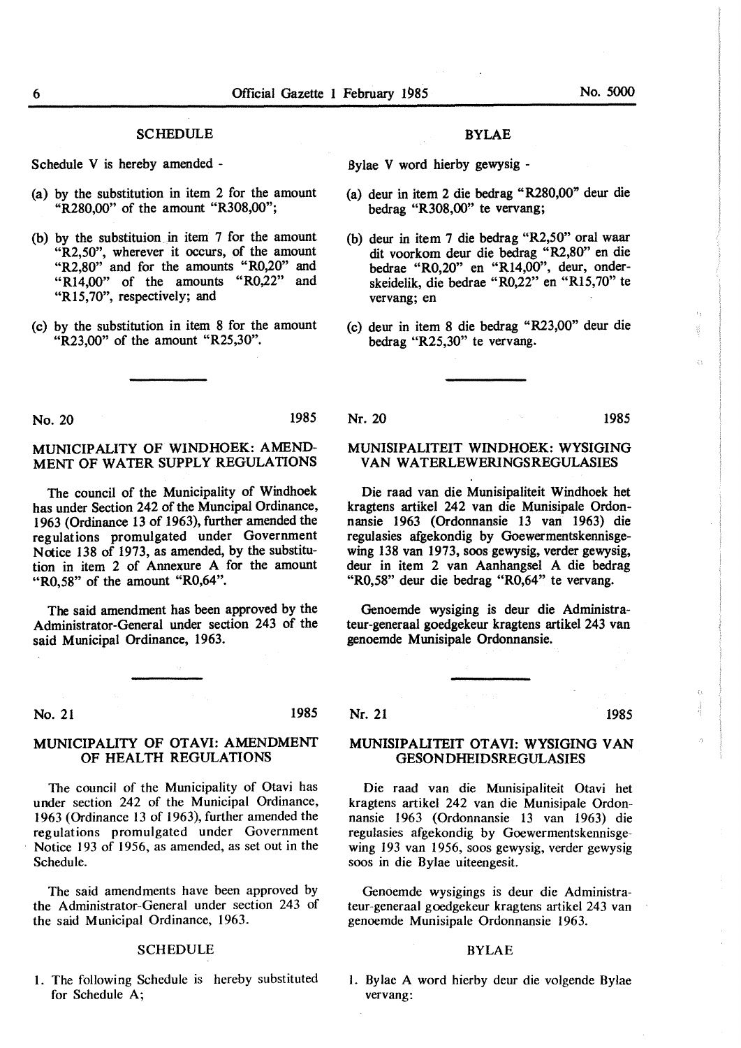## SCHEDULE

Schedule V is hereby amended -

(a) by the substitution in item 2 for the amount "R280,00" of the amount "R308,00";

(b) by the substituion in item 7 for the amount "R2,50", wherever it occurs, of the amount "R2,80" and for the amounts "R0,20" and "R14,00" of the amounts "R0,22" and "R15,70", respectively; and

(c) by the substitution in item 8 for the amount "R23,00" of the amount "R25,30".

## BYLAE

Bylae V word hierby gewysig -

(a) deur in item 2 die bedrag "R280,00" deur die bedrag "R308,00" te vervang;

(b) deur in item 7 die bedrag "R2,50" oral waar dit voorkom deur die bedrag "R2,80" en die bedrae "R0,20" en "R14,00", deur, onderskeidelik, die bedrae "R0,22" en "R15,70" te vervang; en

(c) deur in item 8 die bedrag "R23,00" deur die bedrag "R25,30" te vervang.

---

No. 20 1985

### MUNICIPALITY OF WINDHOEK: AMENDMENT OF WATER SUPPLY REGULATIONS

The council of the Municipality of Windhoek has under Section 242 of the Muncipal Ordinance, 1963 (Ordinance 13 of 1963), further amended the regulations promulgated under Government Notice 138 of 1973, as amended, by the substitution in item 2 of Annexure A for the amount "R0,58" of the amount "R0,64".

The said amendment has been approved by the Administrator-General under section 243 of the said Municipal Ordinance, 1963.

Nr. 20 1985

### MUNISIPALITEIT WINDHOEK: WYSIGING VAN WATERLEWERINGSREGULASIES

Die raad van die Munisipaliteit Windhoek het kragtens artikel 242 van die Munisipale Ordonnansie 1963 (Ordonnansie 13 van 1963) die regulasies afgekondig by Goewermentskennisgewing 138 van 1973, soos gewysig, verder gewysig, deur in item 2 van Aanhangsel A die bedrag "R0,58" deur die bedrag "R0,64" te vervang.

Genoemde wysiging is deur die Administrateur-generaal goedgekeur kragtens artikel 243 van genoemde Munisipale Ordonnansie.

---

No. 21 1985

### MUNICIPALITY OF OTAVI: AMENDMENT OF HEALTH REGULATIONS

The council of the Municipality of Otavi has under section 242 of the Municipal Ordinance, 1963 (Ordinance 13 of 1963), further amended the regulations promulgated under Government Notice 193 of 1956, as amended, as set out in the Schedule.

The said amendments have been approved by the Administrator-General under section 243 of the said Municipal Ordinance, 1963.

## SCHEDULE

1. The following Schedule is hereby substituted for Schedule A;

Nr. 21 1985

### MUNISIPALITEIT OTAVI: WYSIGING VAN GESONDHEIDSREGULASIES

Die raad van die Munisipaliteit Otavi het kragtens artikel 242 van die Munisipale Ordonnansie 1963 (Ordonnansie 13 van 1963) die regulasies afgekondig by Goewermentskennisgewing 193 van 1956, soos gewysig, verder gewysig soos in die Bylae uiteengesit.

Genoemde wysigings is deur die Administrateur-generaal goedgekeur kragtens artikel 243 van genoemde Munisipale Ordonnansie 1963.

## BYLAE

1. Bylae A word hierby deur die volgende Bylae vervang: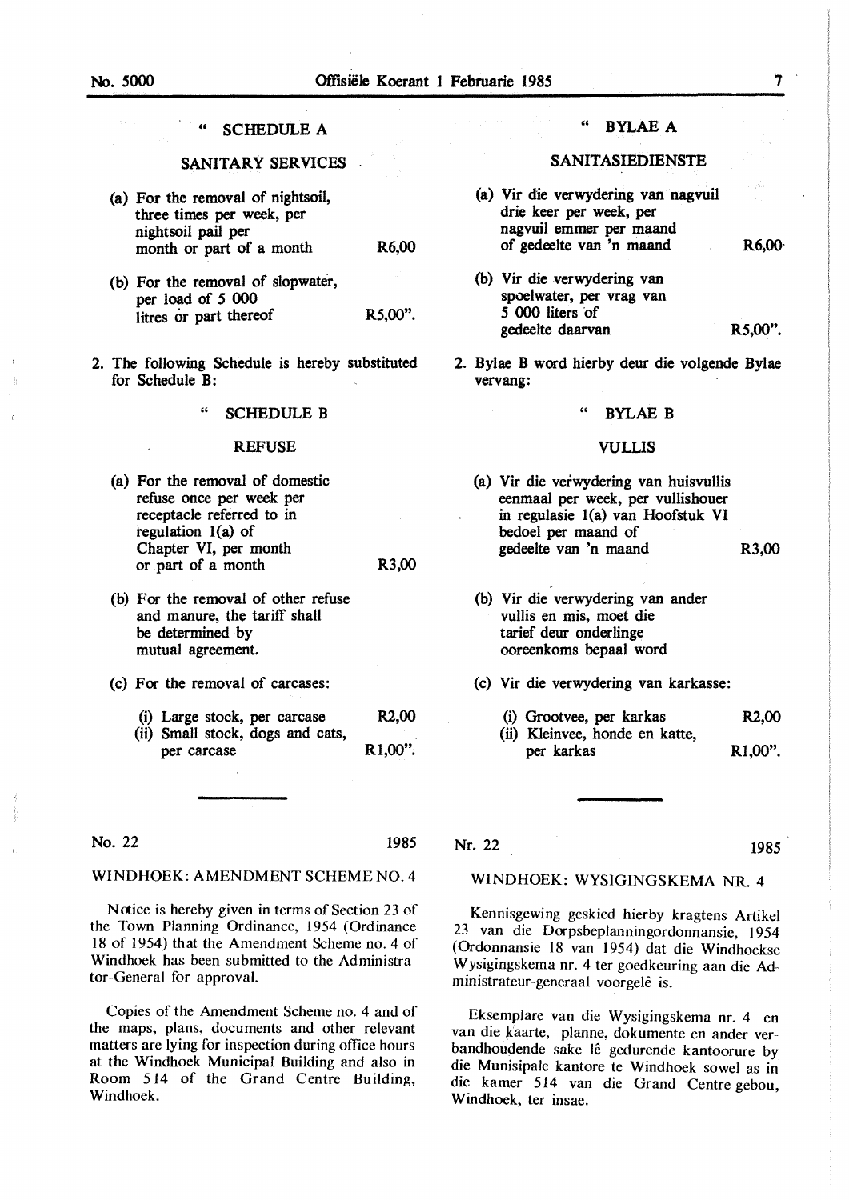" SCHEDULE A

SANITARY SERVICES

(a) For the removal of nightsoil, three times per week, per nightsoil pail per month or part of a month — R6,00

(b) For the removal of slopwater, per load of 5 000 litres or part thereof — R5,00".

2. The following Schedule is hereby substituted for Schedule B:

" SCHEDULE B

REFUSE

(a) For the removal of domestic refuse once per week per receptacle referred to in regulation 1(a) of Chapter VI, per month or part of a month — R3,00

(b) For the removal of other refuse and manure, the tariff shall be determined by mutual agreement.

(c) For the removal of carcases:

(i) Large stock, per carcase — R2,00
(ii) Small stock, dogs and cats, per carcase — R1,00".

" BYLAE A

SANITASIEDIENSTE

(a) Vir die verwydering van nagvuil drie keer per week, per nagvuil emmer per maand of gedeelte van 'n maand — R6,00

(b) Vir die verwydering van spoelwater, per vrag van 5 000 liters of gedeelte daarvan — R5,00".

2. Bylae B word hierby deur die volgende Bylae vervang:

" BYLAE B

VULLIS

(a) Vir die verwydering van huisvullis eenmaal per week, per vullishouer in regulasie 1(a) van Hoofstuk VI bedoel per maand of gedeelte van 'n maand — R3,00

(b) Vir die verwydering van ander vullis en mis, moet die tarief deur onderlinge ooreenkoms bepaal word

(c) Vir die verwydering van karkasse:

(i) Grootvee, per karkas — R2,00
(ii) Kleinvee, honde en katte, per karkas — R1,00".

---

No. 22 — 1985

WINDHOEK: AMENDMENT SCHEME NO. 4

Notice is hereby given in terms of Section 23 of the Town Planning Ordinance, 1954 (Ordinance 18 of 1954) that the Amendment Scheme no. 4 of Windhoek has been submitted to the Administrator-General for approval.

Copies of the Amendment Scheme no. 4 and of the maps, plans, documents and other relevant matters are lying for inspection during office hours at the Windhoek Municipal Building and also in Room 514 of the Grand Centre Building, Windhoek.

Nr. 22 — 1985

WINDHOEK: WYSIGINGSKEMA NR. 4

Kennisgewing geskied hierby kragtens Artikel 23 van die Dorpsbeplanningordonnansie, 1954 (Ordonnansie 18 van 1954) dat die Windhoekse Wysigingskema nr. 4 ter goedkeuring aan die Administrateur-generaal voorgelê is.

Eksemplare van die Wysigingskema nr. 4 en van die kaarte, planne, dokumente en ander verbandhoudende sake lê gedurende kantoorure by die Munisipale kantore te Windhoek sowel as in die kamer 514 van die Grand Centre-gebou, Windhoek, ter insae.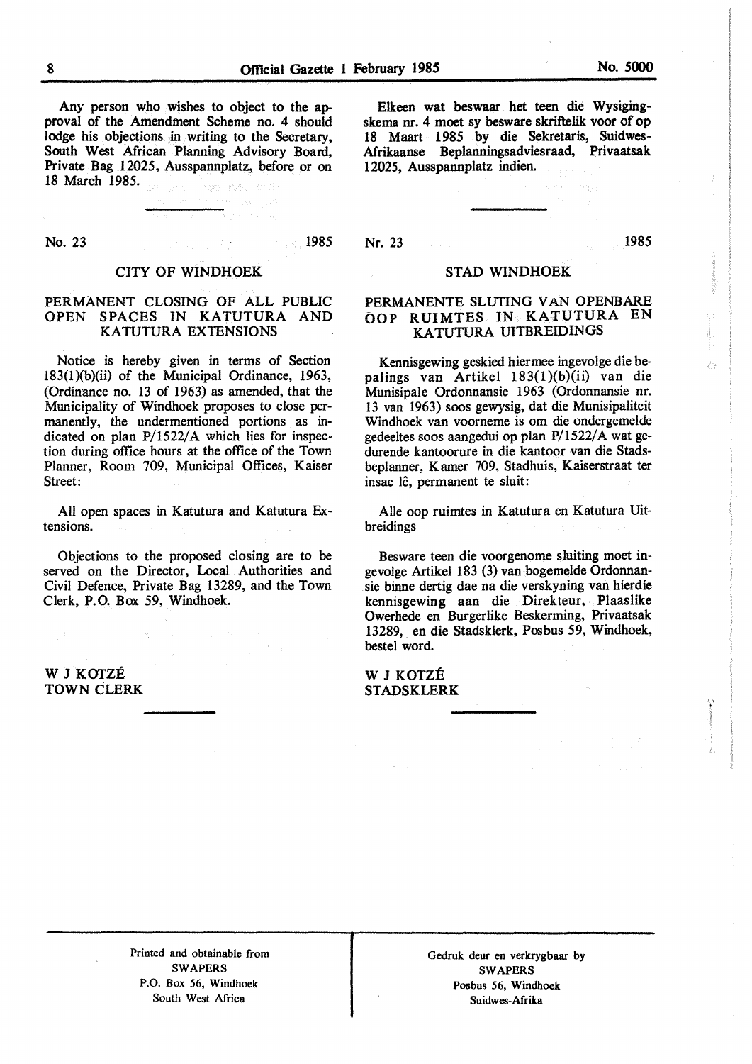Any person who wishes to object to the approval of the Amendment Scheme no. 4 should lodge his objections in writing to the Secretary, South West African Planning Advisory Board, Private Bag 12025, Ausspannplatz, before or on 18 March 1985.

Elkeen wat beswaar het teen die Wysigingskema nr. 4 moet sy besware skriftelik voor of op 18 Maart 1985 by die Sekretaris, Suidwes-Afrikaanse Beplanningsadviesraad, Privaatsak 12025, Ausspannplatz indien.

---

No. 23 — 1985

## CITY OF WINDHOEK

### PERMANENT CLOSING OF ALL PUBLIC OPEN SPACES IN KATUTURA AND KATUTURA EXTENSIONS

Notice is hereby given in terms of Section 183(1)(b)(ii) of the Municipal Ordinance, 1963, (Ordinance no. 13 of 1963) as amended, that the Municipality of Windhoek proposes to close permanently, the undermentioned portions as indicated on plan P/1522/A which lies for inspection during office hours at the office of the Town Planner, Room 709, Municipal Offices, Kaiser Street:

All open spaces in Katutura and Katutura Extensions.

Objections to the proposed closing are to be served on the Director, Local Authorities and Civil Defence, Private Bag 13289, and the Town Clerk, P.O. Box 59, Windhoek.

W J KOTZÉ
TOWN CLERK

---

Nr. 23 — 1985

## STAD WINDHOEK

### PERMANENTE SLUTING VAN OPENBARE OOP RUIMTES IN KATUTURA EN KATUTURA UITBREIDINGS

Kennisgewing geskied hiermee ingevolge die bepalings van Artikel 183(1)(b)(ii) van die Munisipale Ordonnansie 1963 (Ordonnansie nr. 13 van 1963) soos gewysig, dat die Munisipaliteit Windhoek van voorneme is om die ondergemelde gedeeltes soos aangedui op plan P/1522/A wat gedurende kantoorure in die kantoor van die Stadsbeplanner, Kamer 709, Stadhuis, Kaiserstraat ter insae lê, permanent te sluit:

Alle oop ruimtes in Katutura en Katutura Uitbreidings

Besware teen die voorgenome sluiting moet ingevolge Artikel 183 (3) van bogemelde Ordonnansie binne dertig dae na die verskyning van hierdie kennisgewing aan die Direkteur, Plaaslike Owerhede en Burgerlike Beskerming, Privaatsak 13289, en die Stadsklerk, Posbus 59, Windhoek, bestel word.

W J KOTZÉ
STADSKLERK

---

Printed and obtainable from
SWAPERS
P.O. Box 56, Windhoek
South West Africa

Gedruk deur en verkrygbaar by
SWAPERS
Posbus 56, Windhoek
Suidwes-Afrika